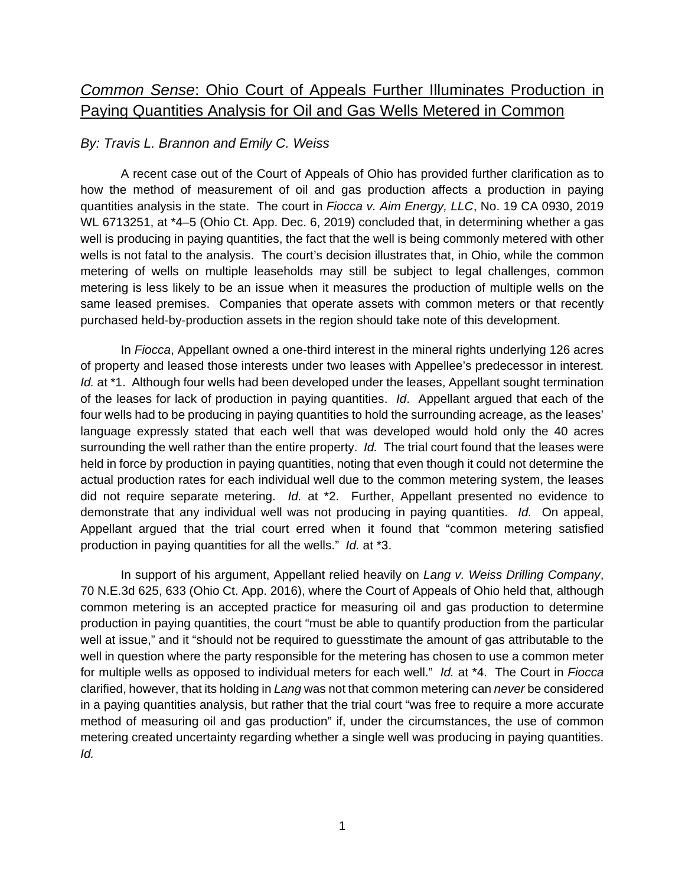# *Common Sense*: Ohio Court of Appeals Further Illuminates Production in Paying Quantities Analysis for Oil and Gas Wells Metered in Common

*By: Travis L. Brannon and Emily C. Weiss*

A recent case out of the Court of Appeals of Ohio has provided further clarification as to how the method of measurement of oil and gas production affects a production in paying quantities analysis in the state. The court in *Fiocca v. Aim Energy, LLC*, No. 19 CA 0930, 2019 WL 6713251, at *4–5 (Ohio Ct. App. Dec. 6, 2019) concluded that, in determining whether a gas well is producing in paying quantities, the fact that the well is being commonly metered with other wells is not fatal to the analysis. The court's decision illustrates that, in Ohio, while the common metering of wells on multiple leaseholds may still be subject to legal challenges, common metering is less likely to be an issue when it measures the production of multiple wells on the same leased premises. Companies that operate assets with common meters or that recently purchased held-by-production assets in the region should take note of this development.

In *Fiocca*, Appellant owned a one-third interest in the mineral rights underlying 126 acres of property and leased those interests under two leases with Appellee's predecessor in interest. *Id.* at *1. Although four wells had been developed under the leases, Appellant sought termination of the leases for lack of production in paying quantities. *Id*. Appellant argued that each of the four wells had to be producing in paying quantities to hold the surrounding acreage, as the leases' language expressly stated that each well that was developed would hold only the 40 acres surrounding the well rather than the entire property. *Id.* The trial court found that the leases were held in force by production in paying quantities, noting that even though it could not determine the actual production rates for each individual well due to the common metering system, the leases did not require separate metering. *Id.* at *2. Further, Appellant presented no evidence to demonstrate that any individual well was not producing in paying quantities. *Id.* On appeal, Appellant argued that the trial court erred when it found that "common metering satisfied production in paying quantities for all the wells." *Id.* at *3.

In support of his argument, Appellant relied heavily on *Lang v. Weiss Drilling Company*, 70 N.E.3d 625, 633 (Ohio Ct. App. 2016), where the Court of Appeals of Ohio held that, although common metering is an accepted practice for measuring oil and gas production to determine production in paying quantities, the court "must be able to quantify production from the particular well at issue," and it "should not be required to guesstimate the amount of gas attributable to the well in question where the party responsible for the metering has chosen to use a common meter for multiple wells as opposed to individual meters for each well." *Id.* at *4. The Court in *Fiocca* clarified, however, that its holding in *Lang* was not that common metering can *never* be considered in a paying quantities analysis, but rather that the trial court "was free to require a more accurate method of measuring oil and gas production" if, under the circumstances, the use of common metering created uncertainty regarding whether a single well was producing in paying quantities. *Id.*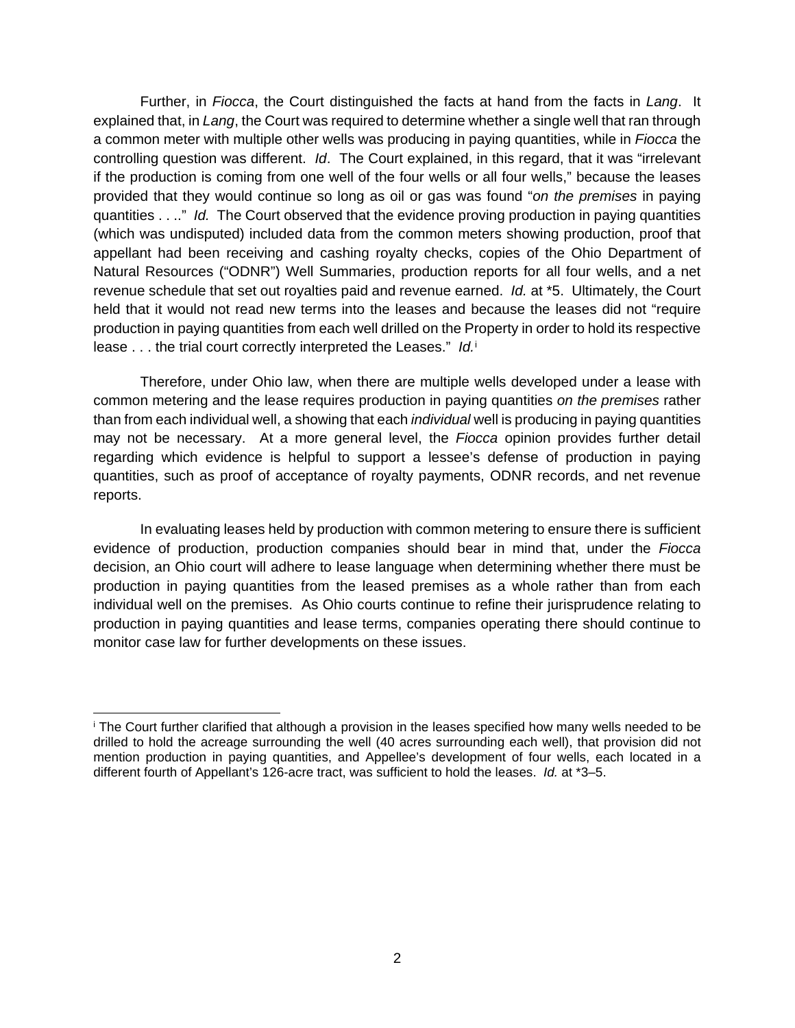Further, in *Fiocca*, the Court distinguished the facts at hand from the facts in *Lang*. It explained that, in *Lang*, the Court was required to determine whether a single well that ran through a common meter with multiple other wells was producing in paying quantities, while in *Fiocca* the controlling question was different. *Id*. The Court explained, in this regard, that it was "irrelevant if the production is coming from one well of the four wells or all four wells," because the leases provided that they would continue so long as oil or gas was found "*on the premises* in paying quantities . . .." *Id.* The Court observed that the evidence proving production in paying quantities (which was undisputed) included data from the common meters showing production, proof that appellant had been receiving and cashing royalty checks, copies of the Ohio Department of Natural Resources ("ODNR") Well Summaries, production reports for all four wells, and a net revenue schedule that set out royalties paid and revenue earned. *Id.* at *5. Ultimately, the Court held that it would not read new terms into the leases and because the leases did not "require production in paying quantities from each well drilled on the Property in order to hold its respective lease . . . the trial court correctly interpreted the Leases." *Id.*[i]

Therefore, under Ohio law, when there are multiple wells developed under a lease with common metering and the lease requires production in paying quantities *on the premises* rather than from each individual well, a showing that each *individual* well is producing in paying quantities may not be necessary. At a more general level, the *Fiocca* opinion provides further detail regarding which evidence is helpful to support a lessee's defense of production in paying quantities, such as proof of acceptance of royalty payments, ODNR records, and net revenue reports.

In evaluating leases held by production with common metering to ensure there is sufficient evidence of production, production companies should bear in mind that, under the *Fiocca* decision, an Ohio court will adhere to lease language when determining whether there must be production in paying quantities from the leased premises as a whole rather than from each individual well on the premises. As Ohio courts continue to refine their jurisprudence relating to production in paying quantities and lease terms, companies operating there should continue to monitor case law for further developments on these issues.

---

[i] The Court further clarified that although a provision in the leases specified how many wells needed to be drilled to hold the acreage surrounding the well (40 acres surrounding each well), that provision did not mention production in paying quantities, and Appellee's development of four wells, each located in a different fourth of Appellant's 126-acre tract, was sufficient to hold the leases. *Id.* at *3–5.